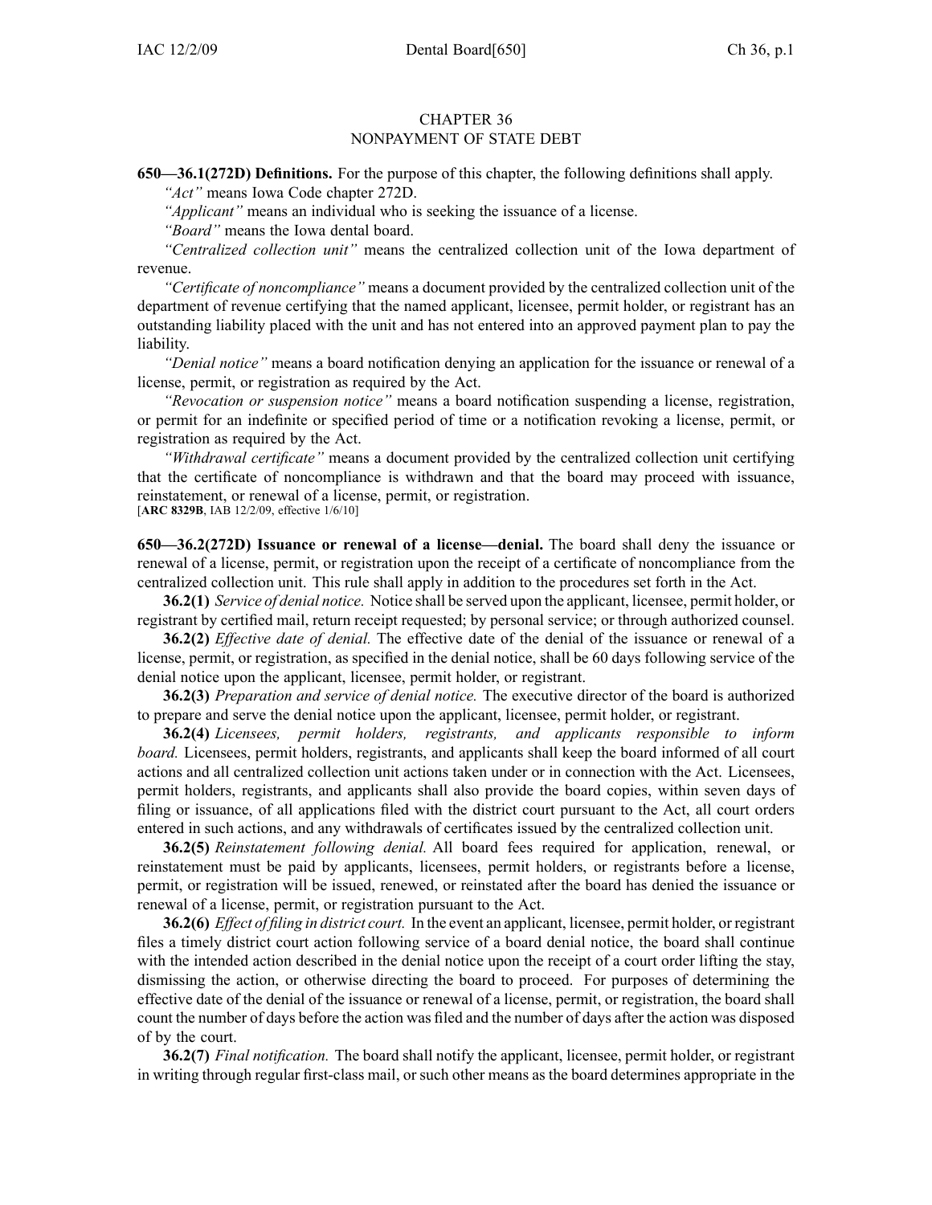# CHAPTER 36
## NONPAYMENT OF STATE DEBT

**650—36.1(272D) Definitions.** For the purpose of this chapter, the following definitions shall apply.

*"Act"* means Iowa Code chapter 272D.

*"Applicant"* means an individual who is seeking the issuance of a license.

*"Board"* means the Iowa dental board.

*"Centralized collection unit"* means the centralized collection unit of the Iowa department of revenue.

*"Certificate of noncompliance"* means a document provided by the centralized collection unit of the department of revenue certifying that the named applicant, licensee, permit holder, or registrant has an outstanding liability placed with the unit and has not entered into an approved payment plan to pay the liability.

*"Denial notice"* means a board notification denying an application for the issuance or renewal of a license, permit, or registration as required by the Act.

*"Revocation or suspension notice"* means a board notification suspending a license, registration, or permit for an indefinite or specified period of time or a notification revoking a license, permit, or registration as required by the Act.

*"Withdrawal certificate"* means a document provided by the centralized collection unit certifying that the certificate of noncompliance is withdrawn and that the board may proceed with issuance, reinstatement, or renewal of a license, permit, or registration.

[**ARC 8329B**, IAB 12/2/09, effective 1/6/10]

**650—36.2(272D) Issuance or renewal of a license—denial.** The board shall deny the issuance or renewal of a license, permit, or registration upon the receipt of a certificate of noncompliance from the centralized collection unit. This rule shall apply in addition to the procedures set forth in the Act.

**36.2(1)** *Service of denial notice.* Notice shall be served upon the applicant, licensee, permit holder, or registrant by certified mail, return receipt requested; by personal service; or through authorized counsel.

**36.2(2)** *Effective date of denial.* The effective date of the denial of the issuance or renewal of a license, permit, or registration, as specified in the denial notice, shall be 60 days following service of the denial notice upon the applicant, licensee, permit holder, or registrant.

**36.2(3)** *Preparation and service of denial notice.* The executive director of the board is authorized to prepare and serve the denial notice upon the applicant, licensee, permit holder, or registrant.

**36.2(4)** *Licensees, permit holders, registrants, and applicants responsible to inform board.* Licensees, permit holders, registrants, and applicants shall keep the board informed of all court actions and all centralized collection unit actions taken under or in connection with the Act. Licensees, permit holders, registrants, and applicants shall also provide the board copies, within seven days of filing or issuance, of all applications filed with the district court pursuant to the Act, all court orders entered in such actions, and any withdrawals of certificates issued by the centralized collection unit.

**36.2(5)** *Reinstatement following denial.* All board fees required for application, renewal, or reinstatement must be paid by applicants, licensees, permit holders, or registrants before a license, permit, or registration will be issued, renewed, or reinstated after the board has denied the issuance or renewal of a license, permit, or registration pursuant to the Act.

**36.2(6)** *Effect of filing in district court.* In the event an applicant, licensee, permit holder, or registrant files a timely district court action following service of a board denial notice, the board shall continue with the intended action described in the denial notice upon the receipt of a court order lifting the stay, dismissing the action, or otherwise directing the board to proceed. For purposes of determining the effective date of the denial of the issuance or renewal of a license, permit, or registration, the board shall count the number of days before the action was filed and the number of days after the action was disposed of by the court.

**36.2(7)** *Final notification.* The board shall notify the applicant, licensee, permit holder, or registrant in writing through regular first-class mail, or such other means as the board determines appropriate in the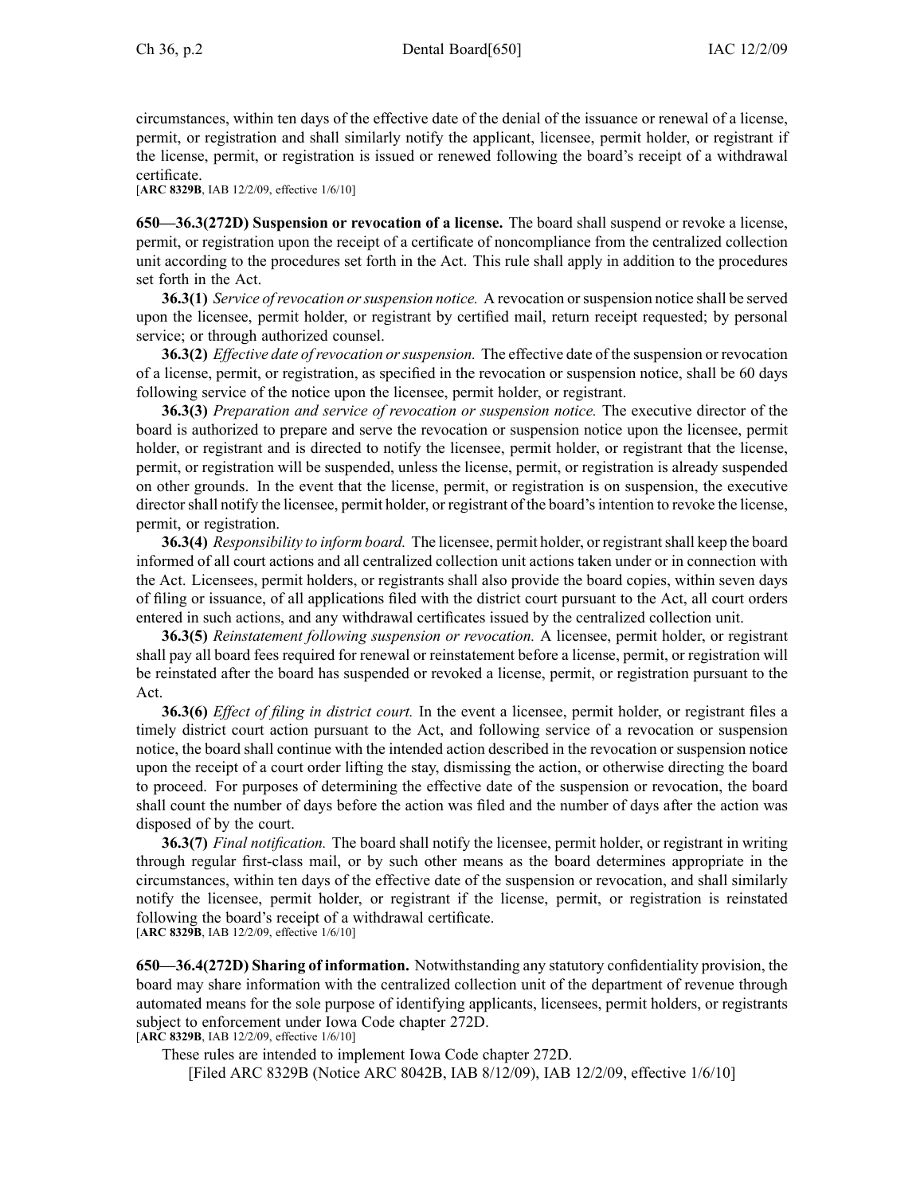circumstances, within ten days of the effective date of the denial of the issuance or renewal of a license, permit, or registration and shall similarly notify the applicant, licensee, permit holder, or registrant if the license, permit, or registration is issued or renewed following the board's receipt of a withdrawal certificate.
[**ARC 8329B**, IAB 12/2/09, effective 1/6/10]

**650—36.3(272D) Suspension or revocation of a license.** The board shall suspend or revoke a license, permit, or registration upon the receipt of a certificate of noncompliance from the centralized collection unit according to the procedures set forth in the Act. This rule shall apply in addition to the procedures set forth in the Act.

**36.3(1)** *Service of revocation or suspension notice.* A revocation or suspension notice shall be served upon the licensee, permit holder, or registrant by certified mail, return receipt requested; by personal service; or through authorized counsel.

**36.3(2)** *Effective date of revocation or suspension.* The effective date of the suspension or revocation of a license, permit, or registration, as specified in the revocation or suspension notice, shall be 60 days following service of the notice upon the licensee, permit holder, or registrant.

**36.3(3)** *Preparation and service of revocation or suspension notice.* The executive director of the board is authorized to prepare and serve the revocation or suspension notice upon the licensee, permit holder, or registrant and is directed to notify the licensee, permit holder, or registrant that the license, permit, or registration will be suspended, unless the license, permit, or registration is already suspended on other grounds. In the event that the license, permit, or registration is on suspension, the executive director shall notify the licensee, permit holder, or registrant of the board's intention to revoke the license, permit, or registration.

**36.3(4)** *Responsibility to inform board.* The licensee, permit holder, or registrant shall keep the board informed of all court actions and all centralized collection unit actions taken under or in connection with the Act. Licensees, permit holders, or registrants shall also provide the board copies, within seven days of filing or issuance, of all applications filed with the district court pursuant to the Act, all court orders entered in such actions, and any withdrawal certificates issued by the centralized collection unit.

**36.3(5)** *Reinstatement following suspension or revocation.* A licensee, permit holder, or registrant shall pay all board fees required for renewal or reinstatement before a license, permit, or registration will be reinstated after the board has suspended or revoked a license, permit, or registration pursuant to the Act.

**36.3(6)** *Effect of filing in district court.* In the event a licensee, permit holder, or registrant files a timely district court action pursuant to the Act, and following service of a revocation or suspension notice, the board shall continue with the intended action described in the revocation or suspension notice upon the receipt of a court order lifting the stay, dismissing the action, or otherwise directing the board to proceed. For purposes of determining the effective date of the suspension or revocation, the board shall count the number of days before the action was filed and the number of days after the action was disposed of by the court.

**36.3(7)** *Final notification.* The board shall notify the licensee, permit holder, or registrant in writing through regular first-class mail, or by such other means as the board determines appropriate in the circumstances, within ten days of the effective date of the suspension or revocation, and shall similarly notify the licensee, permit holder, or registrant if the license, permit, or registration is reinstated following the board's receipt of a withdrawal certificate.
[**ARC 8329B**, IAB 12/2/09, effective 1/6/10]

**650—36.4(272D) Sharing of information.** Notwithstanding any statutory confidentiality provision, the board may share information with the centralized collection unit of the department of revenue through automated means for the sole purpose of identifying applicants, licensees, permit holders, or registrants subject to enforcement under Iowa Code chapter 272D.
[**ARC 8329B**, IAB 12/2/09, effective 1/6/10]

These rules are intended to implement Iowa Code chapter 272D.

[Filed ARC 8329B (Notice ARC 8042B, IAB 8/12/09), IAB 12/2/09, effective 1/6/10]